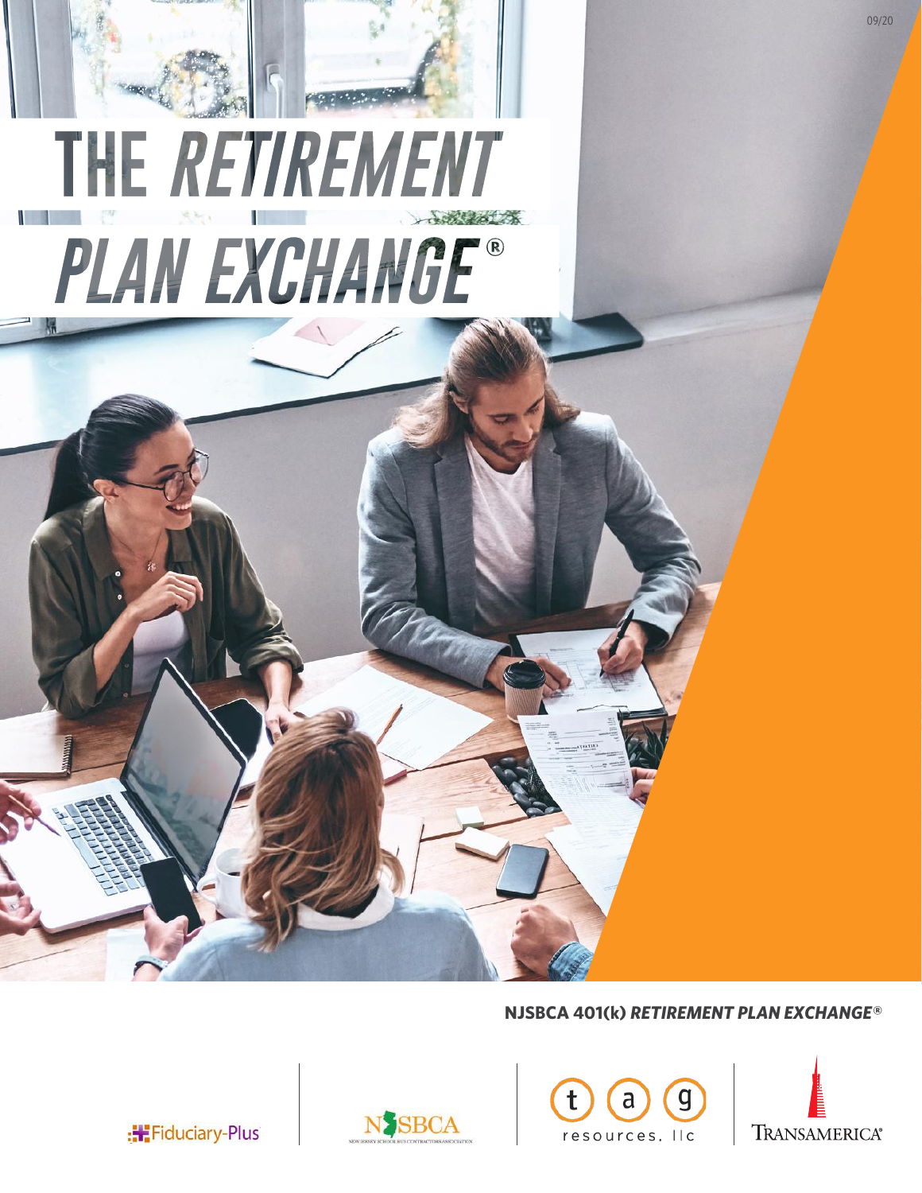09/20

# THE *RETIREMENT PLAN EXCHANGE*®

**NJSBCA 401(k) *RETIREMENT PLAN EXCHANGE*®**

Fiduciary-Plus | NJSBCA | tag resources, llc | TRANSAMERICA®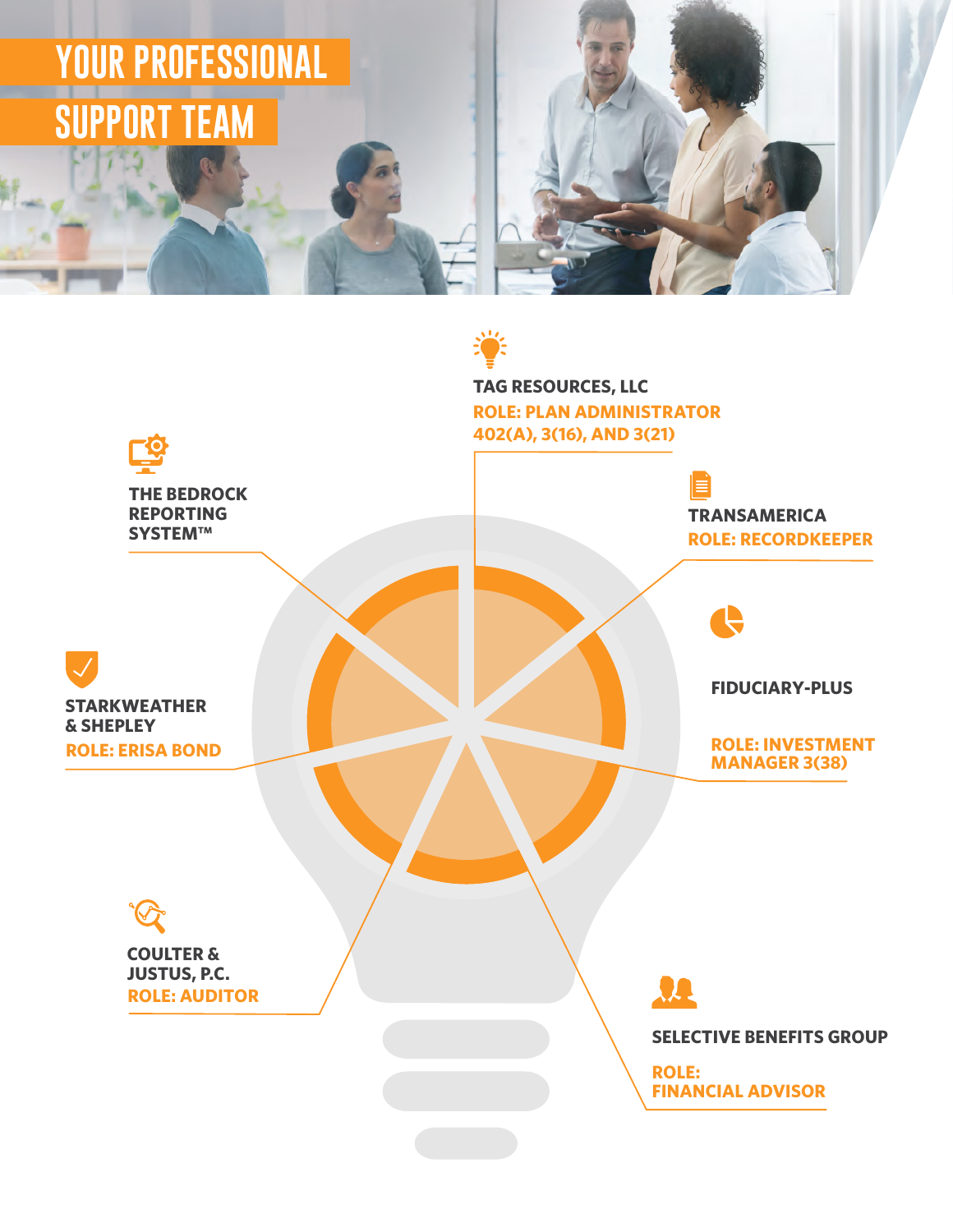# YOUR PROFESSIONAL SUPPORT TEAM

**TAG RESOURCES, LLC**
ROLE: PLAN ADMINISTRATOR 402(A), 3(16), AND 3(21)

**THE BEDROCK REPORTING SYSTEM™**

**TRANSAMERICA**
ROLE: RECORDKEEPER

**STARKWEATHER & SHEPLEY**
ROLE: ERISA BOND

**FIDUCIARY-PLUS**
ROLE: INVESTMENT MANAGER 3(38)

**COULTER & JUSTUS, P.C.**
ROLE: AUDITOR

**SELECTIVE BENEFITS GROUP**
ROLE: FINANCIAL ADVISOR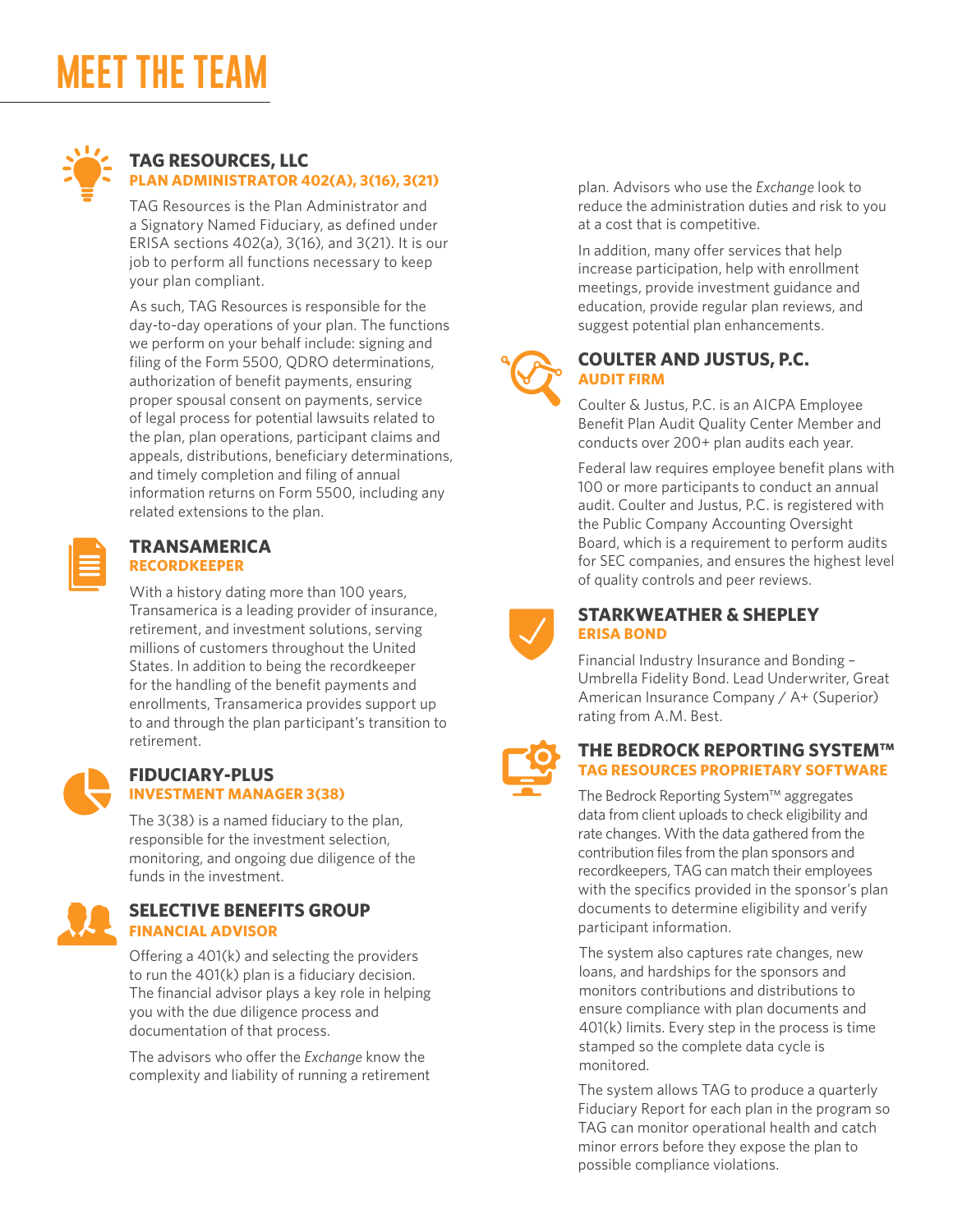# MEET THE TEAM

## TAG RESOURCES, LLC

**PLAN ADMINISTRATOR 402(A), 3(16), 3(21)**

TAG Resources is the Plan Administrator and a Signatory Named Fiduciary, as defined under ERISA sections 402(a), 3(16), and 3(21). It is our job to perform all functions necessary to keep your plan compliant.

As such, TAG Resources is responsible for the day-to-day operations of your plan. The functions we perform on your behalf include: signing and filing of the Form 5500, QDRO determinations, authorization of benefit payments, ensuring proper spousal consent on payments, service of legal process for potential lawsuits related to the plan, plan operations, participant claims and appeals, distributions, beneficiary determinations, and timely completion and filing of annual information returns on Form 5500, including any related extensions to the plan.

## TRANSAMERICA

**RECORDKEEPER**

With a history dating more than 100 years, Transamerica is a leading provider of insurance, retirement, and investment solutions, serving millions of customers throughout the United States. In addition to being the recordkeeper for the handling of the benefit payments and enrollments, Transamerica provides support up to and through the plan participant's transition to retirement.

## FIDUCIARY-PLUS

**INVESTMENT MANAGER 3(38)**

The 3(38) is a named fiduciary to the plan, responsible for the investment selection, monitoring, and ongoing due diligence of the funds in the investment.

## SELECTIVE BENEFITS GROUP

**FINANCIAL ADVISOR**

Offering a 401(k) and selecting the providers to run the 401(k) plan is a fiduciary decision. The financial advisor plays a key role in helping you with the due diligence process and documentation of that process.

The advisors who offer the *Exchange* know the complexity and liability of running a retirement plan. Advisors who use the *Exchange* look to reduce the administration duties and risk to you at a cost that is competitive.

In addition, many offer services that help increase participation, help with enrollment meetings, provide investment guidance and education, provide regular plan reviews, and suggest potential plan enhancements.

## COULTER AND JUSTUS, P.C.

**AUDIT FIRM**

Coulter & Justus, P.C. is an AICPA Employee Benefit Plan Audit Quality Center Member and conducts over 200+ plan audits each year.

Federal law requires employee benefit plans with 100 or more participants to conduct an annual audit. Coulter and Justus, P.C. is registered with the Public Company Accounting Oversight Board, which is a requirement to perform audits for SEC companies, and ensures the highest level of quality controls and peer reviews.

## STARKWEATHER & SHEPLEY

**ERISA BOND**

Financial Industry Insurance and Bonding – Umbrella Fidelity Bond. Lead Underwriter, Great American Insurance Company / A+ (Superior) rating from A.M. Best.

## THE BEDROCK REPORTING SYSTEM™

**TAG RESOURCES PROPRIETARY SOFTWARE**

The Bedrock Reporting System™ aggregates data from client uploads to check eligibility and rate changes. With the data gathered from the contribution files from the plan sponsors and recordkeepers, TAG can match their employees with the specifics provided in the sponsor's plan documents to determine eligibility and verify participant information.

The system also captures rate changes, new loans, and hardships for the sponsors and monitors contributions and distributions to ensure compliance with plan documents and 401(k) limits. Every step in the process is time stamped so the complete data cycle is monitored.

The system allows TAG to produce a quarterly Fiduciary Report for each plan in the program so TAG can monitor operational health and catch minor errors before they expose the plan to possible compliance violations.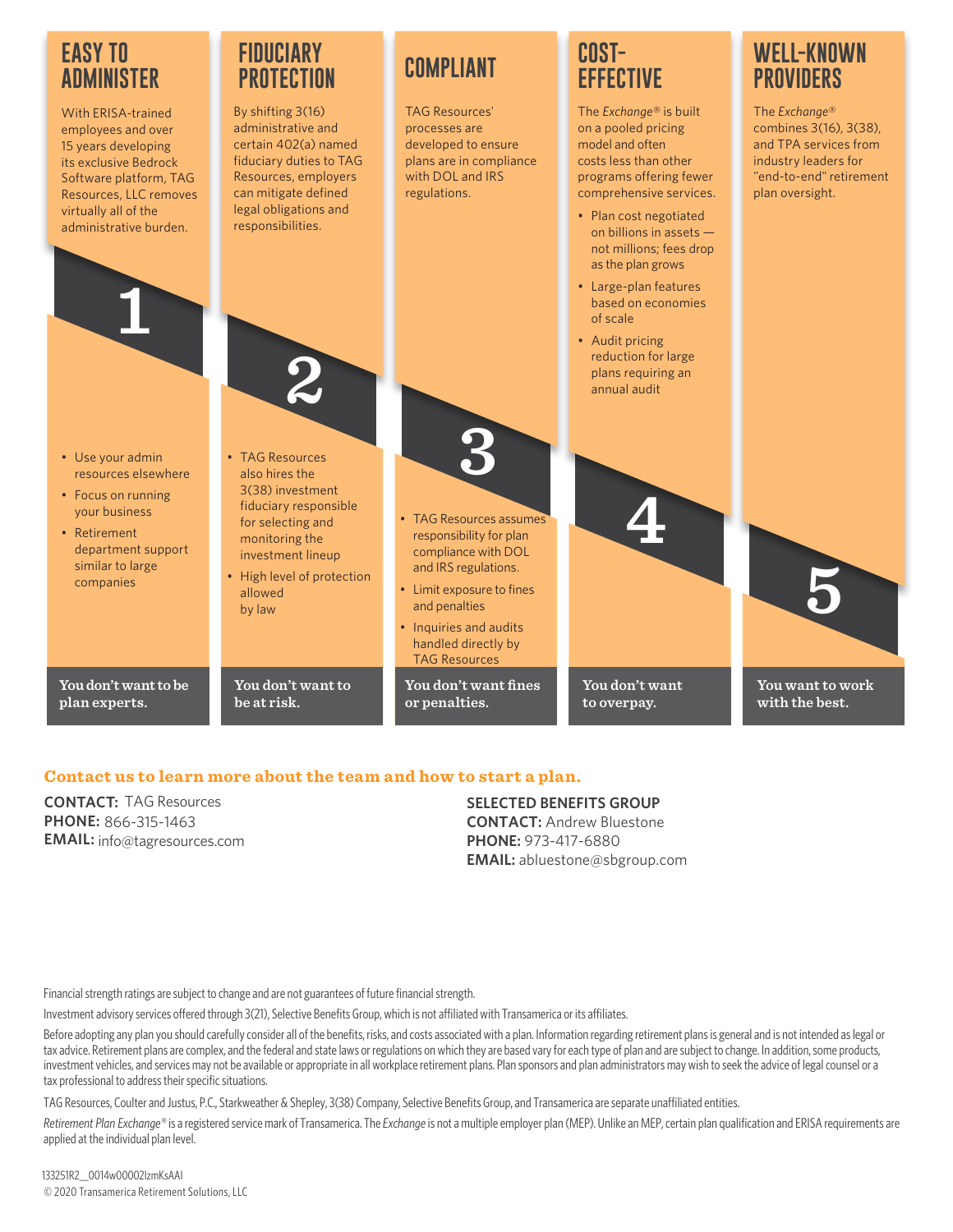## EASY TO ADMINISTER

With ERISA-trained employees and over 15 years developing its exclusive Bedrock Software platform, TAG Resources, LLC removes virtually all of the administrative burden.

1

- Use your admin resources elsewhere
- Focus on running your business
- Retirement department support similar to large companies

**You don't want to be plan experts.**

## FIDUCIARY PROTECTION

By shifting 3(16) administrative and certain 402(a) named fiduciary duties to TAG Resources, employers can mitigate defined legal obligations and responsibilities.

2

- TAG Resources also hires the 3(38) investment fiduciary responsible for selecting and monitoring the investment lineup
- High level of protection allowed by law

**You don't want to be at risk.**

## COMPLIANT

TAG Resources' processes are developed to ensure plans are in compliance with DOL and IRS regulations.

3

- TAG Resources assumes responsibility for plan compliance with DOL and IRS regulations.
- Limit exposure to fines and penalties
- Inquiries and audits handled directly by TAG Resources

**You don't want fines or penalties.**

## COST-EFFECTIVE

The *Exchange*® is built on a pooled pricing model and often costs less than other programs offering fewer comprehensive services.

- Plan cost negotiated on billions in assets — not millions; fees drop as the plan grows
- Large-plan features based on economies of scale
- Audit pricing reduction for large plans requiring an annual audit

4

**You don't want to overpay.**

## WELL-KNOWN PROVIDERS

The *Exchange*® combines 3(16), 3(38), and TPA services from industry leaders for "end-to-end" retirement plan oversight.

5

**You want to work with the best.**

**Contact us to learn more about the team and how to start a plan.**

**CONTACT:** TAG Resources
**PHONE:** 866-315-1463
**EMAIL:** info@tagresources.com

**SELECTED BENEFITS GROUP**
**CONTACT:** Andrew Bluestone
**PHONE:** 973-417-6880
**EMAIL:** abluestone@sbgroup.com

Financial strength ratings are subject to change and are not guarantees of future financial strength.

Investment advisory services offered through 3(21), Selective Benefits Group, which is not affiliated with Transamerica or its affiliates.

Before adopting any plan you should carefully consider all of the benefits, risks, and costs associated with a plan. Information regarding retirement plans is general and is not intended as legal or tax advice. Retirement plans are complex, and the federal and state laws or regulations on which they are based vary for each type of plan and are subject to change. In addition, some products, investment vehicles, and services may not be available or appropriate in all workplace retirement plans. Plan sponsors and plan administrators may wish to seek the advice of legal counsel or a tax professional to address their specific situations.

TAG Resources, Coulter and Justus, P.C., Starkweather & Shepley, 3(38) Company, Selective Benefits Group, and Transamerica are separate unaffiliated entities.

*Retirement Plan Exchange*® is a registered service mark of Transamerica. The *Exchange* is not a multiple employer plan (MEP). Unlike an MEP, certain plan qualification and ERISA requirements are applied at the individual plan level.

133251R2__0014w00002lzmKsAAI
© 2020 Transamerica Retirement Solutions, LLC